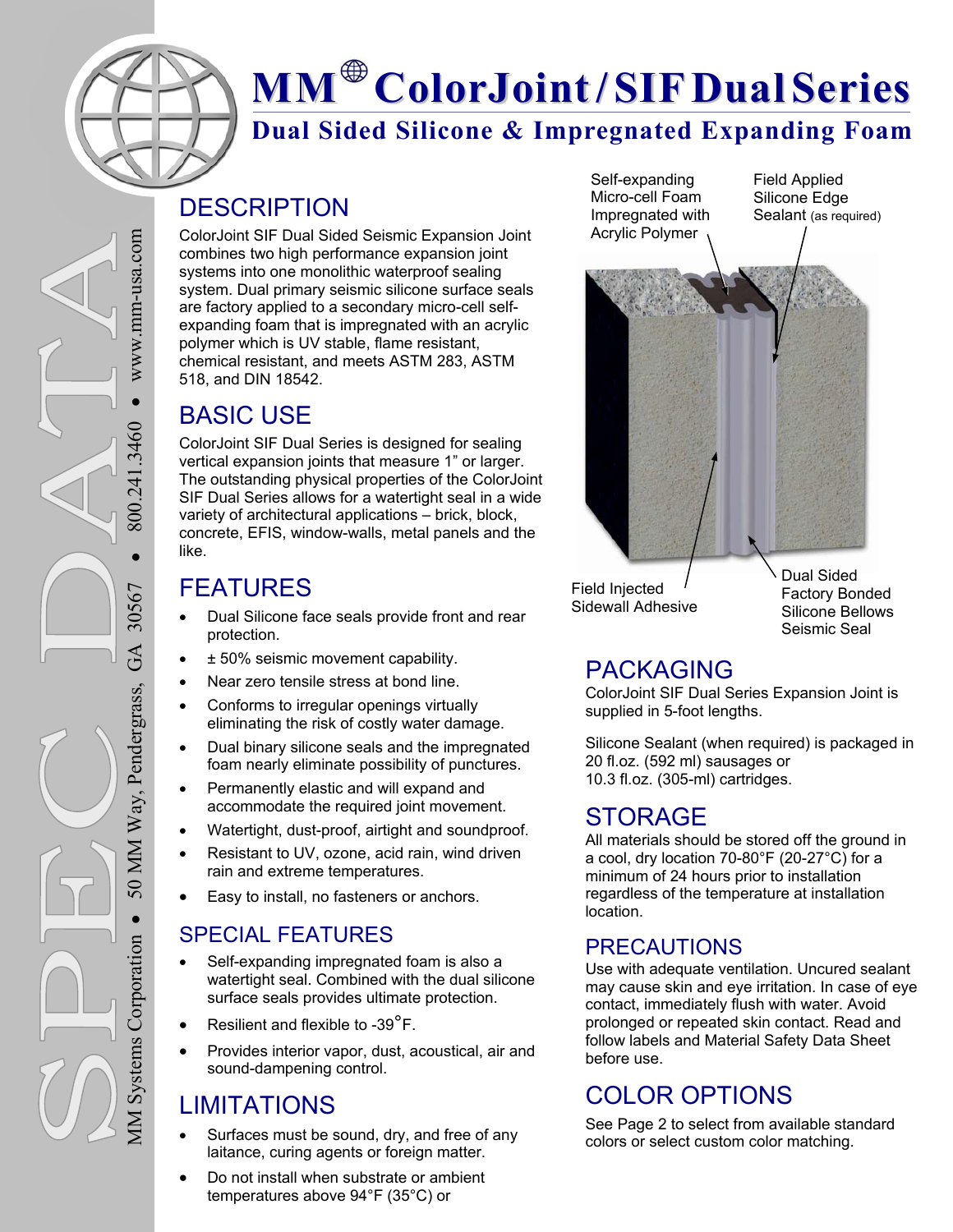# MM® ColorJoint / SIF Dual Series

## Dual Sided Silicone & Impregnated Expanding Foam

MM Systems Corporation • 50 MM Way, Pendergrass, GA 30567 • 800.241.3460 • www.mm-usa.com

## DESCRIPTION

ColorJoint SIF Dual Sided Seismic Expansion Joint combines two high performance expansion joint systems into one monolithic waterproof sealing system. Dual primary seismic silicone surface seals are factory applied to a secondary micro-cell self-expanding foam that is impregnated with an acrylic polymer which is UV stable, flame resistant, chemical resistant, and meets ASTM 283, ASTM 518, and DIN 18542.

## BASIC USE

ColorJoint SIF Dual Series is designed for sealing vertical expansion joints that measure 1" or larger. The outstanding physical properties of the ColorJoint SIF Dual Series allows for a watertight seal in a wide variety of architectural applications – brick, block, concrete, EFIS, window-walls, metal panels and the like.

## FEATURES

- Dual Silicone face seals provide front and rear protection.
- ± 50% seismic movement capability.
- Near zero tensile stress at bond line.
- Conforms to irregular openings virtually eliminating the risk of costly water damage.
- Dual binary silicone seals and the impregnated foam nearly eliminate possibility of punctures.
- Permanently elastic and will expand and accommodate the required joint movement.
- Watertight, dust-proof, airtight and soundproof.
- Resistant to UV, ozone, acid rain, wind driven rain and extreme temperatures.
- Easy to install, no fasteners or anchors.

### SPECIAL FEATURES

- Self-expanding impregnated foam is also a watertight seal. Combined with the dual silicone surface seals provides ultimate protection.
- Resilient and flexible to -39°F.
- Provides interior vapor, dust, acoustical, air and sound-dampening control.

## LIMITATIONS

- Surfaces must be sound, dry, and free of any laitance, curing agents or foreign matter.
- Do not install when substrate or ambient temperatures above 94°F (35°C) or

Self-expanding Micro-cell Foam Impregnated with Acrylic Polymer

Field Applied Silicone Edge Sealant (as required)

Field Injected Sidewall Adhesive

Dual Sided Factory Bonded Silicone Bellows Seismic Seal

## PACKAGING

ColorJoint SIF Dual Series Expansion Joint is supplied in 5-foot lengths.

Silicone Sealant (when required) is packaged in 20 fl.oz. (592 ml) sausages or 10.3 fl.oz. (305-ml) cartridges.

## STORAGE

All materials should be stored off the ground in a cool, dry location 70-80°F (20-27°C) for a minimum of 24 hours prior to installation regardless of the temperature at installation location.

### PRECAUTIONS

Use with adequate ventilation. Uncured sealant may cause skin and eye irritation. In case of eye contact, immediately flush with water. Avoid prolonged or repeated skin contact. Read and follow labels and Material Safety Data Sheet before use.

## COLOR OPTIONS

See Page 2 to select from available standard colors or select custom color matching.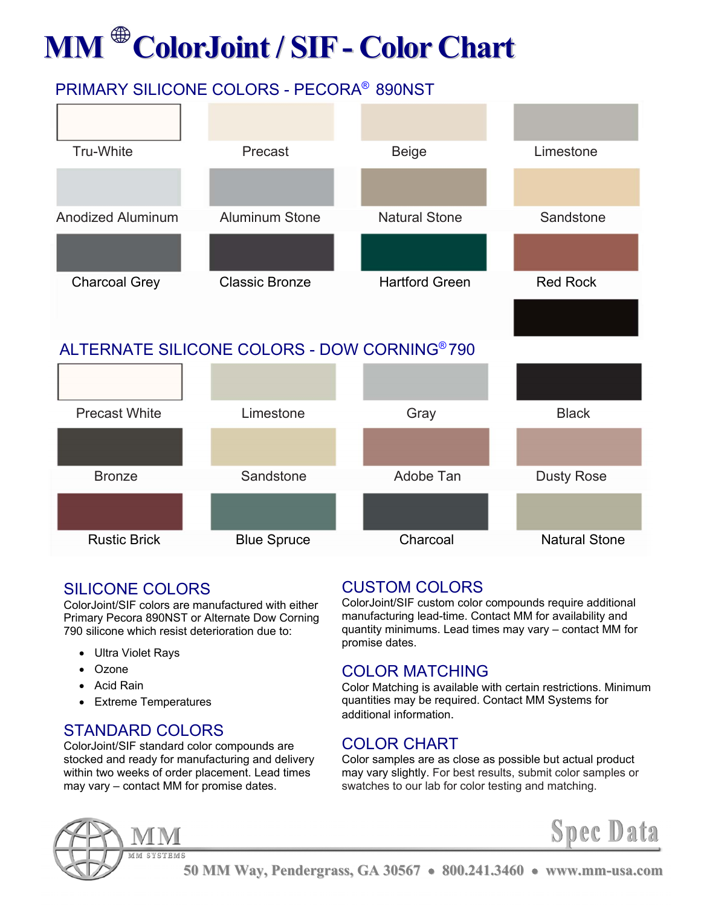# MM ColorJoint / SIF - Color Chart

## PRIMARY SILICONE COLORS - PECORA® 890NST

| | | | |
|---|---|---|---|
| Tru-White | Precast | Beige | Limestone |
| Anodized Aluminum | Aluminum Stone | Natural Stone | Sandstone |
| Charcoal Grey | Classic Bronze | Hartford Green | Red Rock |

## ALTERNATE SILICONE COLORS - DOW CORNING® 790

| | | | |
|---|---|---|---|
| Precast White | Limestone | Gray | Black |
| Bronze | Sandstone | Adobe Tan | Dusty Rose |
| Rustic Brick | Blue Spruce | Charcoal | Natural Stone |

## SILICONE COLORS

ColorJoint/SIF colors are manufactured with either Primary Pecora 890NST or Alternate Dow Corning 790 silicone which resist deterioration due to:

- Ultra Violet Rays
- Ozone
- Acid Rain
- Extreme Temperatures

## STANDARD COLORS

ColorJoint/SIF standard color compounds are stocked and ready for manufacturing and delivery within two weeks of order placement. Lead times may vary – contact MM for promise dates.

## CUSTOM COLORS

ColorJoint/SIF custom color compounds require additional manufacturing lead-time. Contact MM for availability and quantity minimums. Lead times may vary – contact MM for promise dates.

## COLOR MATCHING

Color Matching is available with certain restrictions. Minimum quantities may be required. Contact MM Systems for additional information.

## COLOR CHART

Color samples are as close as possible but actual product may vary slightly. For best results, submit color samples or swatches to our lab for color testing and matching.

MM
MM SYSTEMS

Spec Data

50 MM Way, Pendergrass, GA 30567 • 800.241.3460 • www.mm-usa.com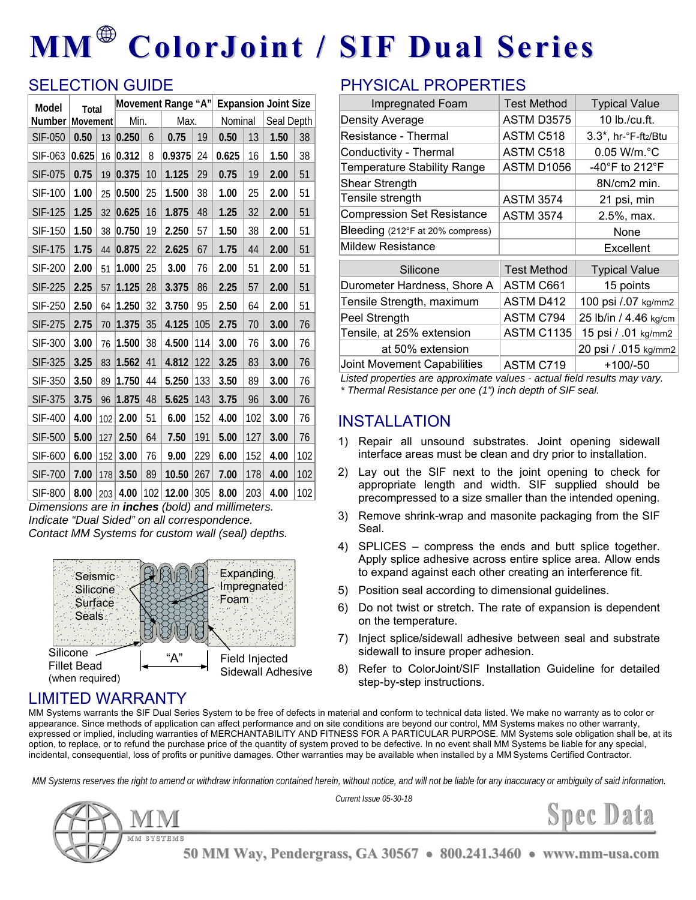# MM® ColorJoint / SIF Dual Series

## SELECTION GUIDE

| Model Number | Total Movement | | Movement Range "A" Min. | | Max. | | Expansion Joint Size Nominal | | Seal Depth | |
|---|---|---|---|---|---|---|---|---|---|---|
| SIF-050 | **0.50** | 13 | **0.250** | 6 | **0.75** | 19 | **0.50** | 13 | **1.50** | 38 |
| SIF-063 | **0.625** | 16 | **0.312** | 8 | **0.9375** | 24 | **0.625** | 16 | **1.50** | 38 |
| SIF-075 | **0.75** | 19 | **0.375** | 10 | **1.125** | 29 | **0.75** | 19 | **2.00** | 51 |
| SIF-100 | **1.00** | 25 | **0.500** | 25 | **1.500** | 38 | **1.00** | 25 | **2.00** | 51 |
| SIF-125 | **1.25** | 32 | **0.625** | 16 | **1.875** | 48 | **1.25** | 32 | **2.00** | 51 |
| SIF-150 | **1.50** | 38 | **0.750** | 19 | **2.250** | 57 | **1.50** | 38 | **2.00** | 51 |
| SIF-175 | **1.75** | 44 | **0.875** | 22 | **2.625** | 67 | **1.75** | 44 | **2.00** | 51 |
| SIF-200 | **2.00** | 51 | **1.000** | 25 | **3.00** | 76 | **2.00** | 51 | **2.00** | 51 |
| SIF-225 | **2.25** | 57 | **1.125** | 28 | **3.375** | 86 | **2.25** | 57 | **2.00** | 51 |
| SIF-250 | **2.50** | 64 | **1.250** | 32 | **3.750** | 95 | **2.50** | 64 | **2.00** | 51 |
| SIF-275 | **2.75** | 70 | **1.375** | 35 | **4.125** | 105 | **2.75** | 70 | **3.00** | 76 |
| SIF-300 | **3.00** | 76 | **1.500** | 38 | **4.500** | 114 | **3.00** | 76 | **3.00** | 76 |
| SIF-325 | **3.25** | 83 | **1.562** | 41 | **4.812** | 122 | **3.25** | 83 | **3.00** | 76 |
| SIF-350 | **3.50** | 89 | **1.750** | 44 | **5.250** | 133 | **3.50** | 89 | **3.00** | 76 |
| SIF-375 | **3.75** | 96 | **1.875** | 48 | **5.625** | 143 | **3.75** | 96 | **3.00** | 76 |
| SIF-400 | **4.00** | 102 | **2.00** | 51 | **6.00** | 152 | **4.00** | 102 | **3.00** | 76 |
| SIF-500 | **5.00** | 127 | **2.50** | 64 | **7.50** | 191 | **5.00** | 127 | **3.00** | 76 |
| SIF-600 | **6.00** | 152 | **3.00** | 76 | **9.00** | 229 | **6.00** | 152 | **4.00** | 102 |
| SIF-700 | **7.00** | 178 | **3.50** | 89 | **10.50** | 267 | **7.00** | 178 | **4.00** | 102 |
| SIF-800 | **8.00** | 203 | **4.00** | 102 | **12.00** | 305 | **8.00** | 203 | **4.00** | 102 |

*Dimensions are in **inches** (bold) and millimeters.*
*Indicate "Dual Sided" on all correspondence.*
*Contact MM Systems for custom wall (seal) depths.*

Seismic Silicone Surface Seals
Expanding Impregnated Foam
Silicone Fillet Bead (when required)
"A"
Field Injected Sidewall Adhesive

## PHYSICAL PROPERTIES

| Impregnated Foam | Test Method | Typical Value |
|---|---|---|
| Density Average | ASTM D3575 | 10 lb./cu.ft. |
| Resistance - Thermal | ASTM C518 | 3.3*, hr-°F-ft2/Btu |
| Conductivity - Thermal | ASTM C518 | 0.05 W/m.°C |
| Temperature Stability Range | ASTM D1056 | -40°F to 212°F |
| Shear Strength | | 8N/cm2 min. |
| Tensile strength | ASTM 3574 | 21 psi, min |
| Compression Set Resistance | ASTM 3574 | 2.5%, max. |
| Bleeding (212°F at 20% compress) | | None |
| Mildew Resistance | | Excellent |

| Silicone | Test Method | Typical Value |
|---|---|---|
| Durometer Hardness, Shore A | ASTM C661 | 15 points |
| Tensile Strength, maximum | ASTM D412 | 100 psi /.07 kg/mm2 |
| Peel Strength | ASTM C794 | 25 lb/in / 4.46 kg/cm |
| Tensile, at 25% extension | ASTM C1135 | 15 psi / .01 kg/mm2 |
| at 50% extension | | 20 psi / .015 kg/mm2 |
| Joint Movement Capabilities | ASTM C719 | +100/-50 |

*Listed properties are approximate values - actual field results may vary.*
*\* Thermal Resistance per one (1") inch depth of SIF seal.*

## INSTALLATION

1) Repair all unsound substrates. Joint opening sidewall interface areas must be clean and dry prior to installation.
2) Lay out the SIF next to the joint opening to check for appropriate length and width. SIF supplied should be precompressed to a size smaller than the intended opening.
3) Remove shrink-wrap and masonite packaging from the SIF Seal.
4) SPLICES – compress the ends and butt splice together. Apply splice adhesive across entire splice area. Allow ends to expand against each other creating an interference fit.
5) Position seal according to dimensional guidelines.
6) Do not twist or stretch. The rate of expansion is dependent on the temperature.
7) Inject splice/sidewall adhesive between seal and substrate sidewall to insure proper adhesion.
8) Refer to ColorJoint/SIF Installation Guideline for detailed step-by-step instructions.

## LIMITED WARRANTY

MM Systems warrants the SIF Dual Series System to be free of defects in material and conform to technical data listed. We make no warranty as to color or appearance. Since methods of application can affect performance and on site conditions are beyond our control, MM Systems makes no other warranty, expressed or implied, including warranties of MERCHANTABILITY AND FITNESS FOR A PARTICULAR PURPOSE. MM Systems sole obligation shall be, at its option, to replace, or to refund the purchase price of the quantity of system proved to be defective. In no event shall MM Systems be liable for any special, incidental, consequential, loss of profits or punitive damages. Other warranties may be available when installed by a MM Systems Certified Contractor.

*MM Systems reserves the right to amend or withdraw information contained herein, without notice, and will not be liable for any inaccuracy or ambiguity of said information.*

*Current Issue 05-30-18*

MM
MM SYSTEMS

Spec Data

50 MM Way, Pendergrass, GA 30567 • 800.241.3460 • www.mm-usa.com